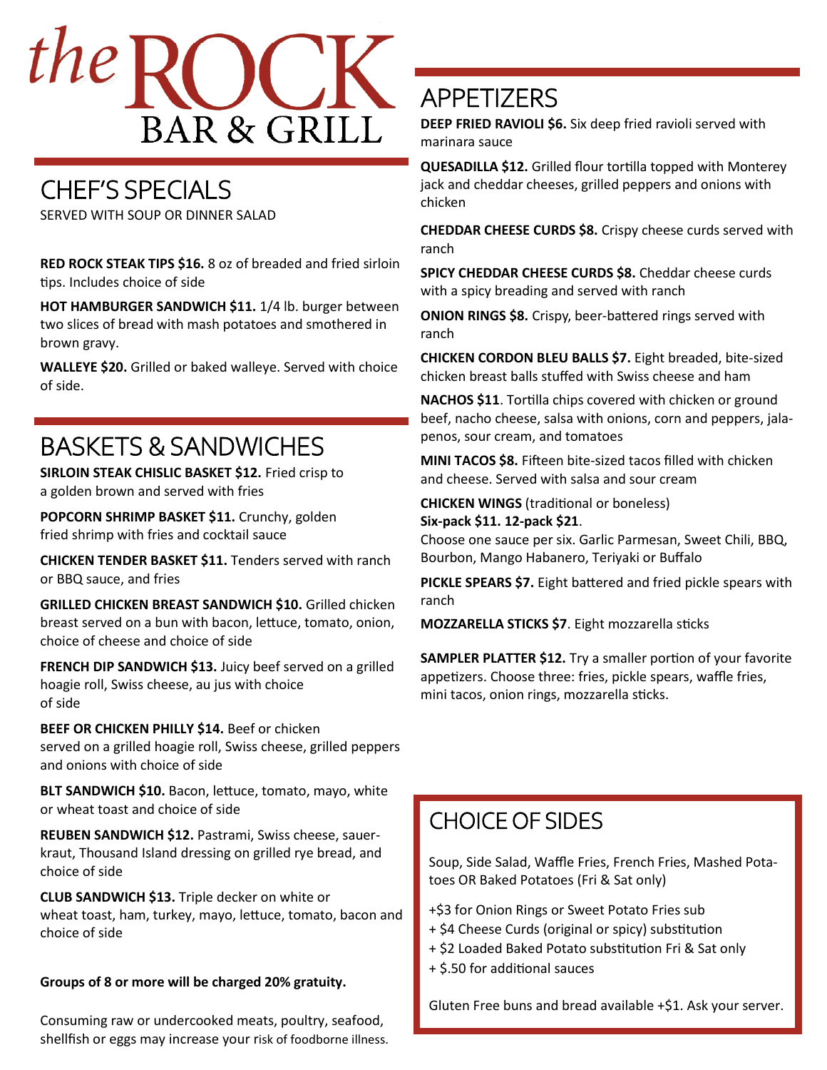# the ROCK BAR & GRILL

## CHEF'S SPECIALS

SERVED WITH SOUP OR DINNER SALAD

**RED ROCK STEAK TIPS $16.** 8 oz of breaded and fried sirloin tips. Includes choice of side

**HOT HAMBURGER SANDWICH $11.** 1/4 lb. burger between two slices of bread with mash potatoes and smothered in brown gravy.

**WALLEYE $20.** Grilled or baked walleye. Served with choice of side.

## BASKETS & SANDWICHES

**SIRLOIN STEAK CHISLIC BASKET $12.** Fried crisp to a golden brown and served with fries

**POPCORN SHRIMP BASKET $11.** Crunchy, golden fried shrimp with fries and cocktail sauce

**CHICKEN TENDER BASKET $11.** Tenders served with ranch or BBQ sauce, and fries

**GRILLED CHICKEN BREAST SANDWICH $10.** Grilled chicken breast served on a bun with bacon, lettuce, tomato, onion, choice of cheese and choice of side

**FRENCH DIP SANDWICH $13.** Juicy beef served on a grilled hoagie roll, Swiss cheese, au jus with choice of side

**BEEF OR CHICKEN PHILLY $14.** Beef or chicken served on a grilled hoagie roll, Swiss cheese, grilled peppers and onions with choice of side

**BLT SANDWICH $10.** Bacon, lettuce, tomato, mayo, white or wheat toast and choice of side

**REUBEN SANDWICH $12.** Pastrami, Swiss cheese, sauerkraut, Thousand Island dressing on grilled rye bread, and choice of side

**CLUB SANDWICH $13.** Triple decker on white or wheat toast, ham, turkey, mayo, lettuce, tomato, bacon and choice of side

**Groups of 8 or more will be charged 20% gratuity.**

Consuming raw or undercooked meats, poultry, seafood, shellfish or eggs may increase your risk of foodborne illness.

## APPETIZERS

**DEEP FRIED RAVIOLI $6.** Six deep fried ravioli served with marinara sauce

**QUESADILLA $12.** Grilled flour tortilla topped with Monterey jack and cheddar cheeses, grilled peppers and onions with chicken

**CHEDDAR CHEESE CURDS $8.** Crispy cheese curds served with ranch

**SPICY CHEDDAR CHEESE CURDS $8.** Cheddar cheese curds with a spicy breading and served with ranch

**ONION RINGS $8.** Crispy, beer-battered rings served with ranch

**CHICKEN CORDON BLEU BALLS $7.** Eight breaded, bite-sized chicken breast balls stuffed with Swiss cheese and ham

**NACHOS $11**. Tortilla chips covered with chicken or ground beef, nacho cheese, salsa with onions, corn and peppers, jalapenos, sour cream, and tomatoes

**MINI TACOS $8.** Fifteen bite-sized tacos filled with chicken and cheese. Served with salsa and sour cream

**CHICKEN WINGS** (traditional or boneless)
**Six-pack $11. 12-pack $21**.
Choose one sauce per six. Garlic Parmesan, Sweet Chili, BBQ, Bourbon, Mango Habanero, Teriyaki or Buffalo

**PICKLE SPEARS $7.** Eight battered and fried pickle spears with ranch

**MOZZARELLA STICKS $7**. Eight mozzarella sticks

**SAMPLER PLATTER $12.** Try a smaller portion of your favorite appetizers. Choose three: fries, pickle spears, waffle fries, mini tacos, onion rings, mozzarella sticks.

## CHOICE OF SIDES

Soup, Side Salad, Waffle Fries, French Fries, Mashed Potatoes OR Baked Potatoes (Fri & Sat only)

+$3 for Onion Rings or Sweet Potato Fries sub
+ $4 Cheese Curds (original or spicy) substitution
+ $2 Loaded Baked Potato substitution Fri & Sat only
+ $.50 for additional sauces

Gluten Free buns and bread available +$1. Ask your server.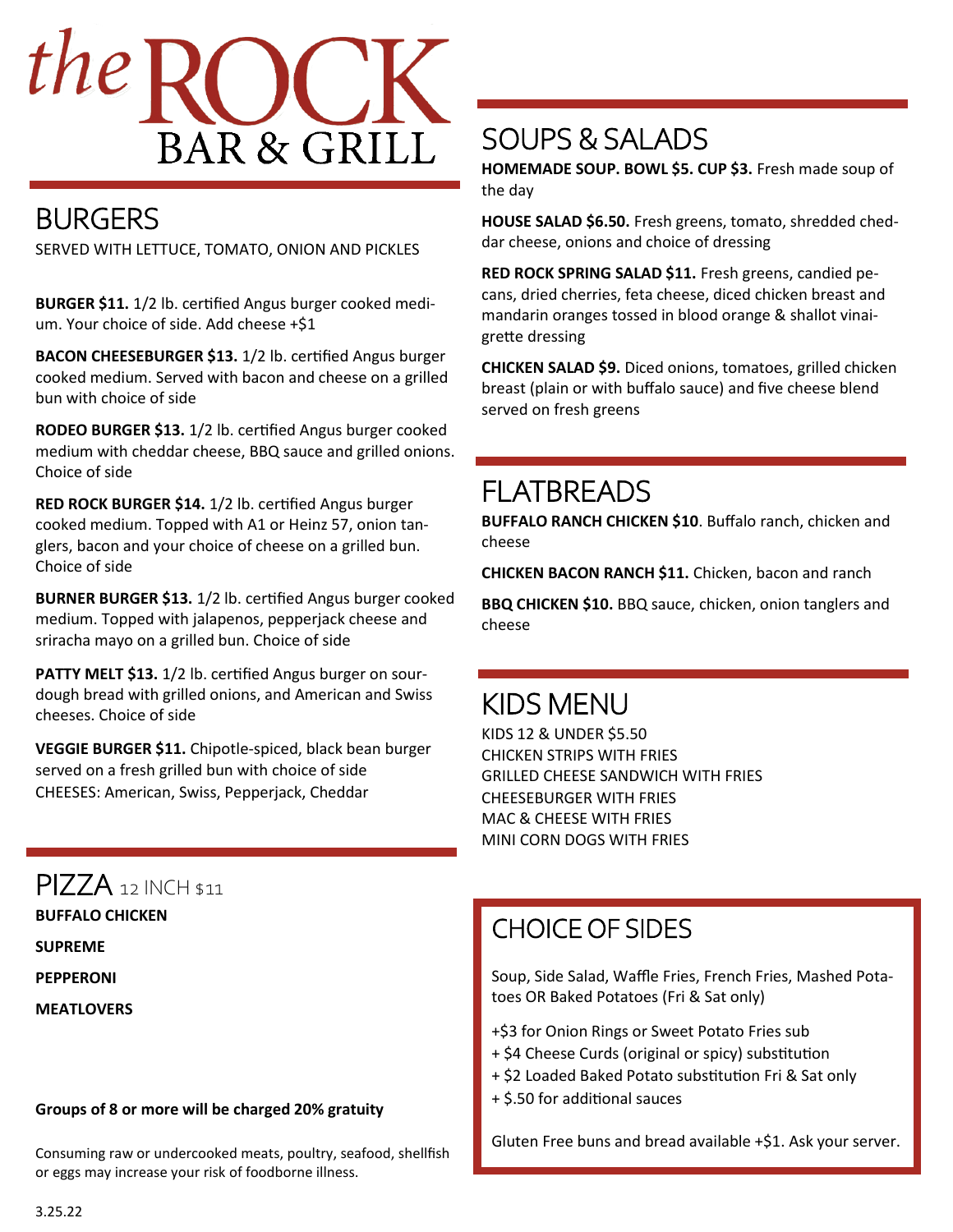# the ROCK BAR & GRILL

## BURGERS

SERVED WITH LETTUCE, TOMATO, ONION AND PICKLES

**BURGER $11.** 1/2 lb. certified Angus burger cooked medium. Your choice of side. Add cheese +$1

**BACON CHEESEBURGER $13.** 1/2 lb. certified Angus burger cooked medium. Served with bacon and cheese on a grilled bun with choice of side

**RODEO BURGER $13.** 1/2 lb. certified Angus burger cooked medium with cheddar cheese, BBQ sauce and grilled onions. Choice of side

**RED ROCK BURGER $14.** 1/2 lb. certified Angus burger cooked medium. Topped with A1 or Heinz 57, onion tanglers, bacon and your choice of cheese on a grilled bun. Choice of side

**BURNER BURGER $13.** 1/2 lb. certified Angus burger cooked medium. Topped with jalapenos, pepperjack cheese and sriracha mayo on a grilled bun. Choice of side

**PATTY MELT $13.** 1/2 lb. certified Angus burger on sourdough bread with grilled onions, and American and Swiss cheeses. Choice of side

**VEGGIE BURGER $11.** Chipotle-spiced, black bean burger served on a fresh grilled bun with choice of side

CHEESES: American, Swiss, Pepperjack, Cheddar

## PIZZA 12 INCH $11

**BUFFALO CHICKEN**

**SUPREME**

**PEPPERONI**

**MEATLOVERS**

**Groups of 8 or more will be charged 20% gratuity**

Consuming raw or undercooked meats, poultry, seafood, shellfish or eggs may increase your risk of foodborne illness.

3.25.22

## SOUPS & SALADS

**HOMEMADE SOUP. BOWL $5. CUP $3.** Fresh made soup of the day

**HOUSE SALAD $6.50.** Fresh greens, tomato, shredded cheddar cheese, onions and choice of dressing

**RED ROCK SPRING SALAD $11.** Fresh greens, candied pecans, dried cherries, feta cheese, diced chicken breast and mandarin oranges tossed in blood orange & shallot vinaigrette dressing

**CHICKEN SALAD $9.** Diced onions, tomatoes, grilled chicken breast (plain or with buffalo sauce) and five cheese blend served on fresh greens

## FLATBREADS

**BUFFALO RANCH CHICKEN $10**. Buffalo ranch, chicken and cheese

**CHICKEN BACON RANCH $11.** Chicken, bacon and ranch

**BBQ CHICKEN $10.** BBQ sauce, chicken, onion tanglers and cheese

## KIDS MENU

KIDS 12 & UNDER $5.50

CHICKEN STRIPS WITH FRIES

GRILLED CHEESE SANDWICH WITH FRIES

CHEESEBURGER WITH FRIES

MAC & CHEESE WITH FRIES

MINI CORN DOGS WITH FRIES

## CHOICE OF SIDES

Soup, Side Salad, Waffle Fries, French Fries, Mashed Potatoes OR Baked Potatoes (Fri & Sat only)

+$3 for Onion Rings or Sweet Potato Fries sub
+ $4 Cheese Curds (original or spicy) substitution
+ $2 Loaded Baked Potato substitution Fri & Sat only
+ $.50 for additional sauces

Gluten Free buns and bread available +$1. Ask your server.